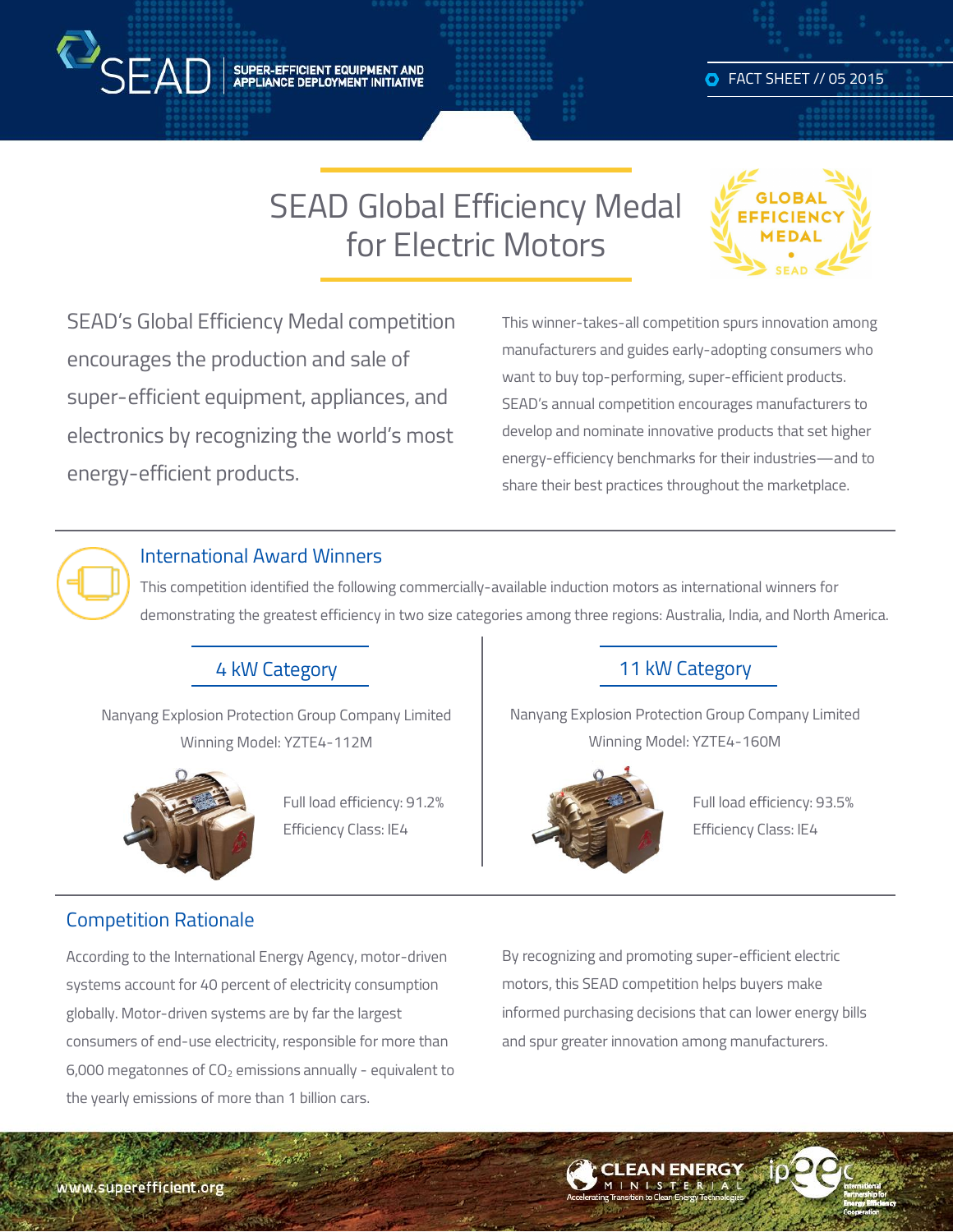SEAD | SUPER-EFFICIENT EQUIPMENT AND APPLIANCE DEPLOYMENT INITIATIVE

FACT SHEET // 05 2015

# SEAD Global Efficiency Medal for Electric Motors

SEAD's Global Efficiency Medal competition encourages the production and sale of super-efficient equipment, appliances, and electronics by recognizing the world's most energy-efficient products.

This winner-takes-all competition spurs innovation among manufacturers and guides early-adopting consumers who want to buy top-performing, super-efficient products. SEAD's annual competition encourages manufacturers to develop and nominate innovative products that set higher energy-efficiency benchmarks for their industries—and to share their best practices throughout the marketplace.

## International Award Winners

This competition identified the following commercially-available induction motors as international winners for demonstrating the greatest efficiency in two size categories among three regions: Australia, India, and North America.

### 4 kW Category

Nanyang Explosion Protection Group Company Limited
Winning Model: YZTE4-112M

Full load efficiency: 91.2%
Efficiency Class: IE4

### 11 kW Category

Nanyang Explosion Protection Group Company Limited
Winning Model: YZTE4-160M

Full load efficiency: 93.5%
Efficiency Class: IE4

## Competition Rationale

According to the International Energy Agency, motor-driven systems account for 40 percent of electricity consumption globally. Motor-driven systems are by far the largest consumers of end-use electricity, responsible for more than 6,000 megatonnes of $CO_2$ emissions annually - equivalent to the yearly emissions of more than 1 billion cars.

By recognizing and promoting super-efficient electric motors, this SEAD competition helps buyers make informed purchasing decisions that can lower energy bills and spur greater innovation among manufacturers.

www.superefficient.org

CLEAN ENERGY MINISTERIAL — Accelerating Transition to Clean Energy Technologies

ipeec — International Partnership for Energy Efficiency Cooperation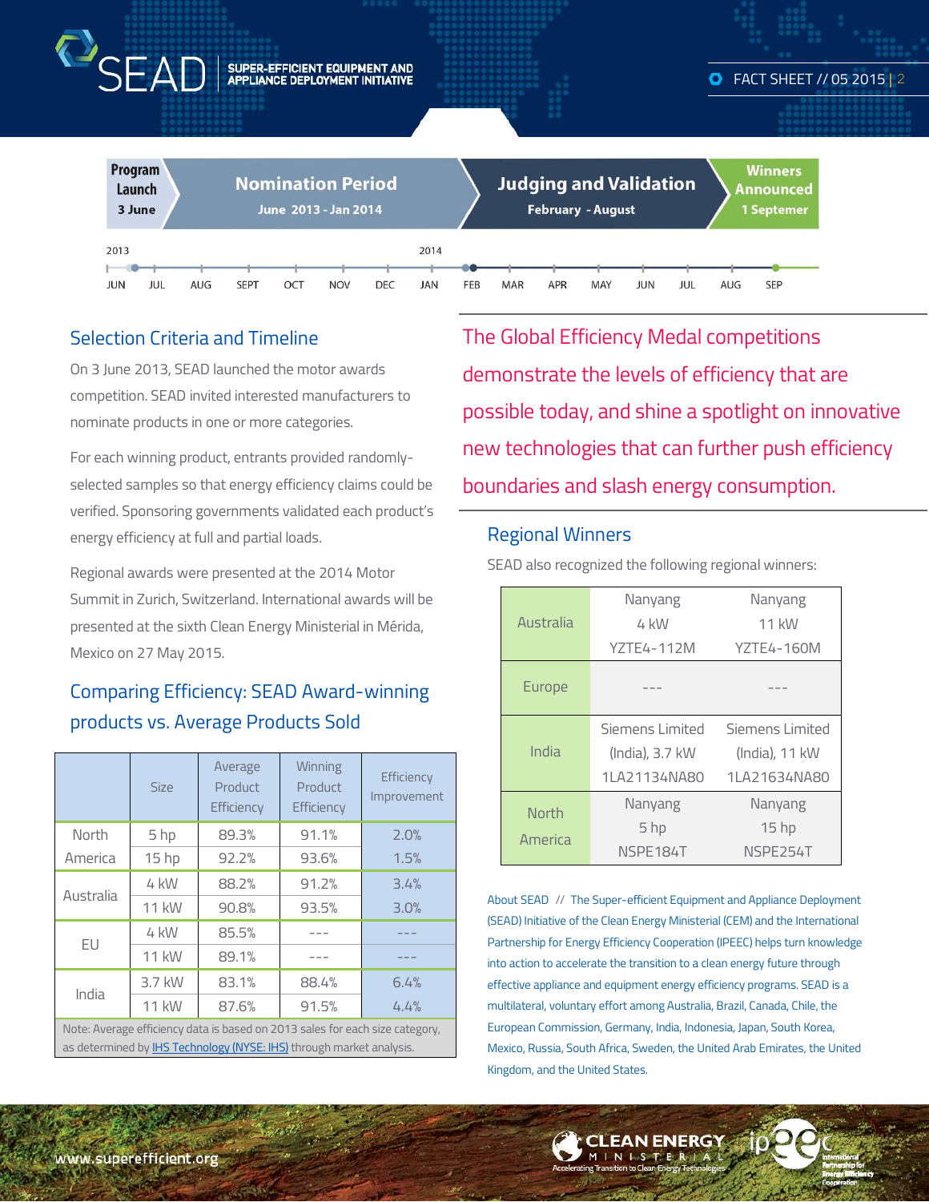Program Launch 3 June | Nomination Period June 2013 - Jan 2014 | Judging and Validation February - August | Winners Announced 1 Septemer

2013 · 2014

JUN JUL AUG SEPT OCT NOV DEC JAN FEB MAR APR MAY JUN JUL AUG SEP

## Selection Criteria and Timeline

On 3 June 2013, SEAD launched the motor awards competition. SEAD invited interested manufacturers to nominate products in one or more categories.

For each winning product, entrants provided randomly-selected samples so that energy efficiency claims could be verified. Sponsoring governments validated each product's energy efficiency at full and partial loads.

Regional awards were presented at the 2014 Motor Summit in Zurich, Switzerland. International awards will be presented at the sixth Clean Energy Ministerial in Mérida, Mexico on 27 May 2015.

## Comparing Efficiency: SEAD Award-winning products vs. Average Products Sold

| | Size | Average Product Efficiency | Winning Product Efficiency | Efficiency Improvement |
|---|---|---|---|---|
| North America | 5 hp | 89.3% | 91.1% | 2.0% |
| | 15 hp | 92.2% | 93.6% | 1.5% |
| Australia | 4 kW | 88.2% | 91.2% | 3.4% |
| | 11 kW | 90.8% | 93.5% | 3.0% |
| EU | 4 kW | 85.5% | --- | --- |
| | 11 kW | 89.1% | --- | --- |
| India | 3.7 kW | 83.1% | 88.4% | 6.4% |
| | 11 kW | 87.6% | 91.5% | 4.4% |

Note: Average efficiency data is based on 2013 sales for each size category, as determined by IHS Technology (NYSE: IHS) through market analysis.

**The Global Efficiency Medal competitions demonstrate the levels of efficiency that are possible today, and shine a spotlight on innovative new technologies that can further push efficiency boundaries and slash energy consumption.**

## Regional Winners

SEAD also recognized the following regional winners:

| | | |
|---|---|---|
| Australia | Nanyang 4 kW YZTE4-112M | Nanyang 11 kW YZTE4-160M |
| Europe | --- | --- |
| India | Siemens Limited (India), 3.7 kW 1LA21134NA80 | Siemens Limited (India), 11 kW 1LA21634NA80 |
| North America | Nanyang 5 hp NSPE184T | Nanyang 15 hp NSPE254T |

About SEAD // The Super-efficient Equipment and Appliance Deployment (SEAD) Initiative of the Clean Energy Ministerial (CEM) and the International Partnership for Energy Efficiency Cooperation (IPEEC) helps turn knowledge into action to accelerate the transition to a clean energy future through effective appliance and equipment energy efficiency programs. SEAD is a multilateral, voluntary effort among Australia, Brazil, Canada, Chile, the European Commission, Germany, India, Indonesia, Japan, South Korea, Mexico, Russia, South Africa, Sweden, the United Arab Emirates, the United Kingdom, and the United States.

www.superefficient.org